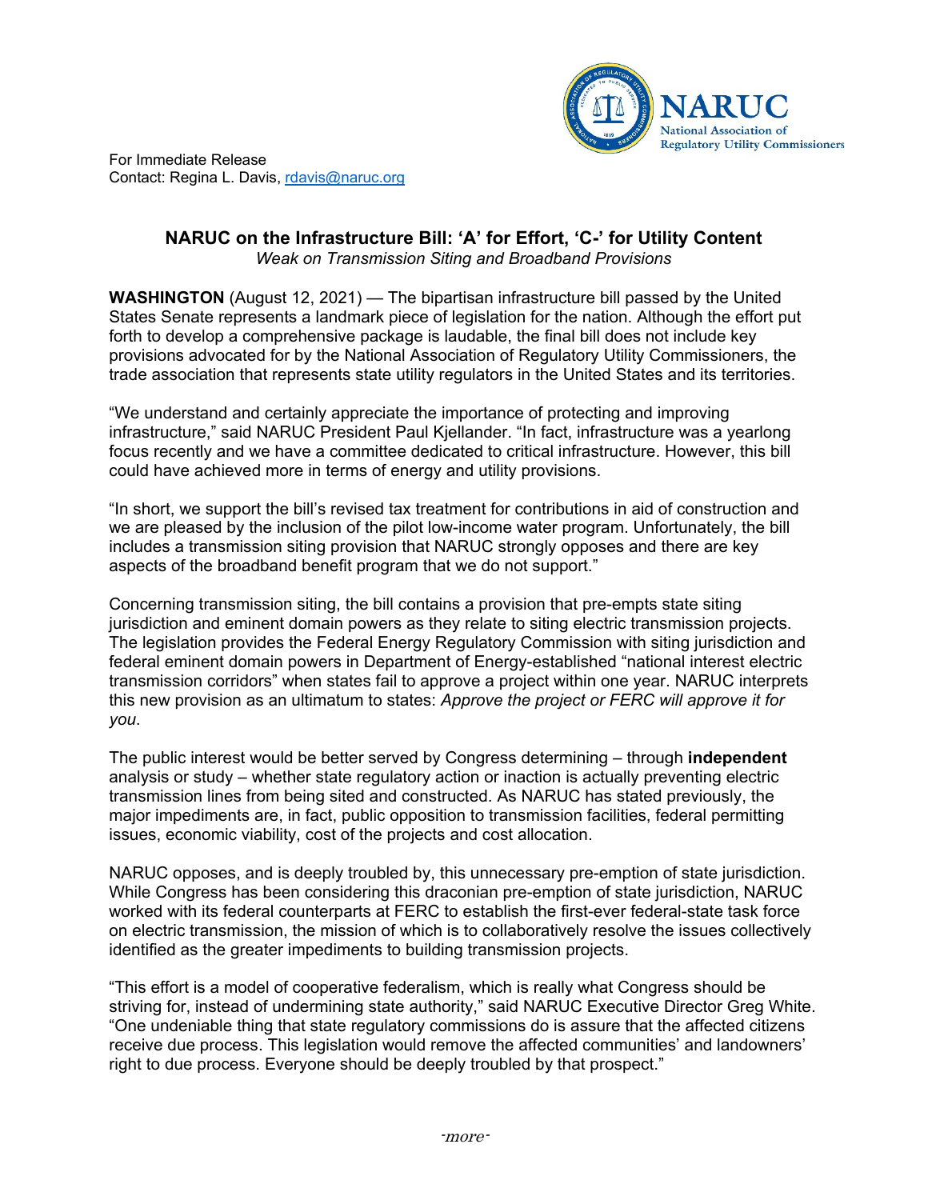For Immediate Release
Contact: Regina L. Davis, rdavis@naruc.org

# NARUC on the Infrastructure Bill: 'A' for Effort, 'C-' for Utility Content

*Weak on Transmission Siting and Broadband Provisions*

**WASHINGTON** (August 12, 2021) — The bipartisan infrastructure bill passed by the United States Senate represents a landmark piece of legislation for the nation. Although the effort put forth to develop a comprehensive package is laudable, the final bill does not include key provisions advocated for by the National Association of Regulatory Utility Commissioners, the trade association that represents state utility regulators in the United States and its territories.

"We understand and certainly appreciate the importance of protecting and improving infrastructure," said NARUC President Paul Kjellander. "In fact, infrastructure was a yearlong focus recently and we have a committee dedicated to critical infrastructure. However, this bill could have achieved more in terms of energy and utility provisions.

"In short, we support the bill's revised tax treatment for contributions in aid of construction and we are pleased by the inclusion of the pilot low-income water program. Unfortunately, the bill includes a transmission siting provision that NARUC strongly opposes and there are key aspects of the broadband benefit program that we do not support."

Concerning transmission siting, the bill contains a provision that pre-empts state siting jurisdiction and eminent domain powers as they relate to siting electric transmission projects. The legislation provides the Federal Energy Regulatory Commission with siting jurisdiction and federal eminent domain powers in Department of Energy-established "national interest electric transmission corridors" when states fail to approve a project within one year. NARUC interprets this new provision as an ultimatum to states: *Approve the project or FERC will approve it for you*.

The public interest would be better served by Congress determining – through **independent** analysis or study – whether state regulatory action or inaction is actually preventing electric transmission lines from being sited and constructed. As NARUC has stated previously, the major impediments are, in fact, public opposition to transmission facilities, federal permitting issues, economic viability, cost of the projects and cost allocation.

NARUC opposes, and is deeply troubled by, this unnecessary pre-emption of state jurisdiction. While Congress has been considering this draconian pre-emption of state jurisdiction, NARUC worked with its federal counterparts at FERC to establish the first-ever federal-state task force on electric transmission, the mission of which is to collaboratively resolve the issues collectively identified as the greater impediments to building transmission projects.

"This effort is a model of cooperative federalism, which is really what Congress should be striving for, instead of undermining state authority," said NARUC Executive Director Greg White. "One undeniable thing that state regulatory commissions do is assure that the affected citizens receive due process. This legislation would remove the affected communities' and landowners' right to due process. Everyone should be deeply troubled by that prospect."

*-more-*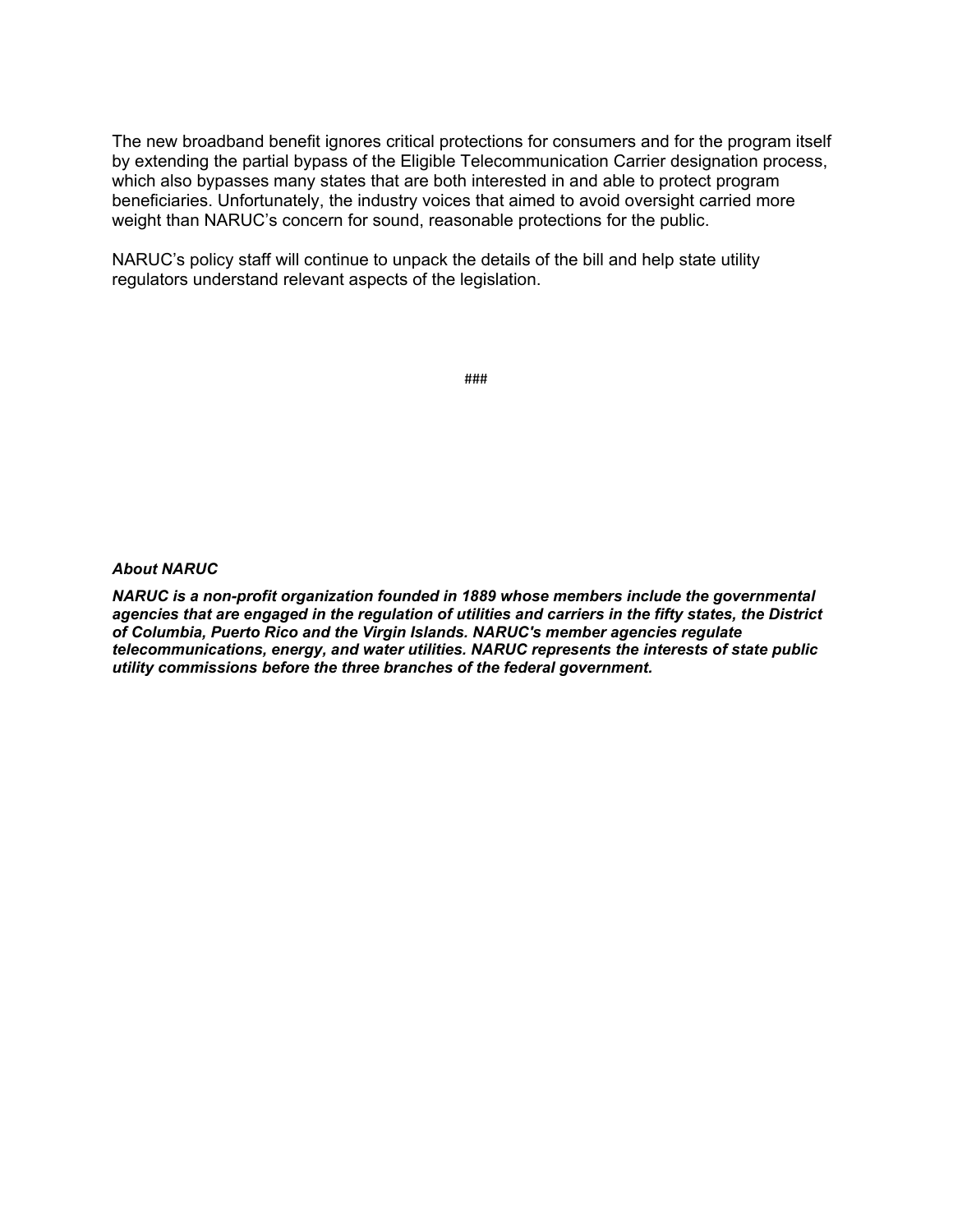The new broadband benefit ignores critical protections for consumers and for the program itself by extending the partial bypass of the Eligible Telecommunication Carrier designation process, which also bypasses many states that are both interested in and able to protect program beneficiaries. Unfortunately, the industry voices that aimed to avoid oversight carried more weight than NARUC's concern for sound, reasonable protections for the public.

NARUC's policy staff will continue to unpack the details of the bill and help state utility regulators understand relevant aspects of the legislation.

###

***About NARUC***

***NARUC is a non-profit organization founded in 1889 whose members include the governmental agencies that are engaged in the regulation of utilities and carriers in the fifty states, the District of Columbia, Puerto Rico and the Virgin Islands. NARUC's member agencies regulate telecommunications, energy, and water utilities. NARUC represents the interests of state public utility commissions before the three branches of the federal government.***